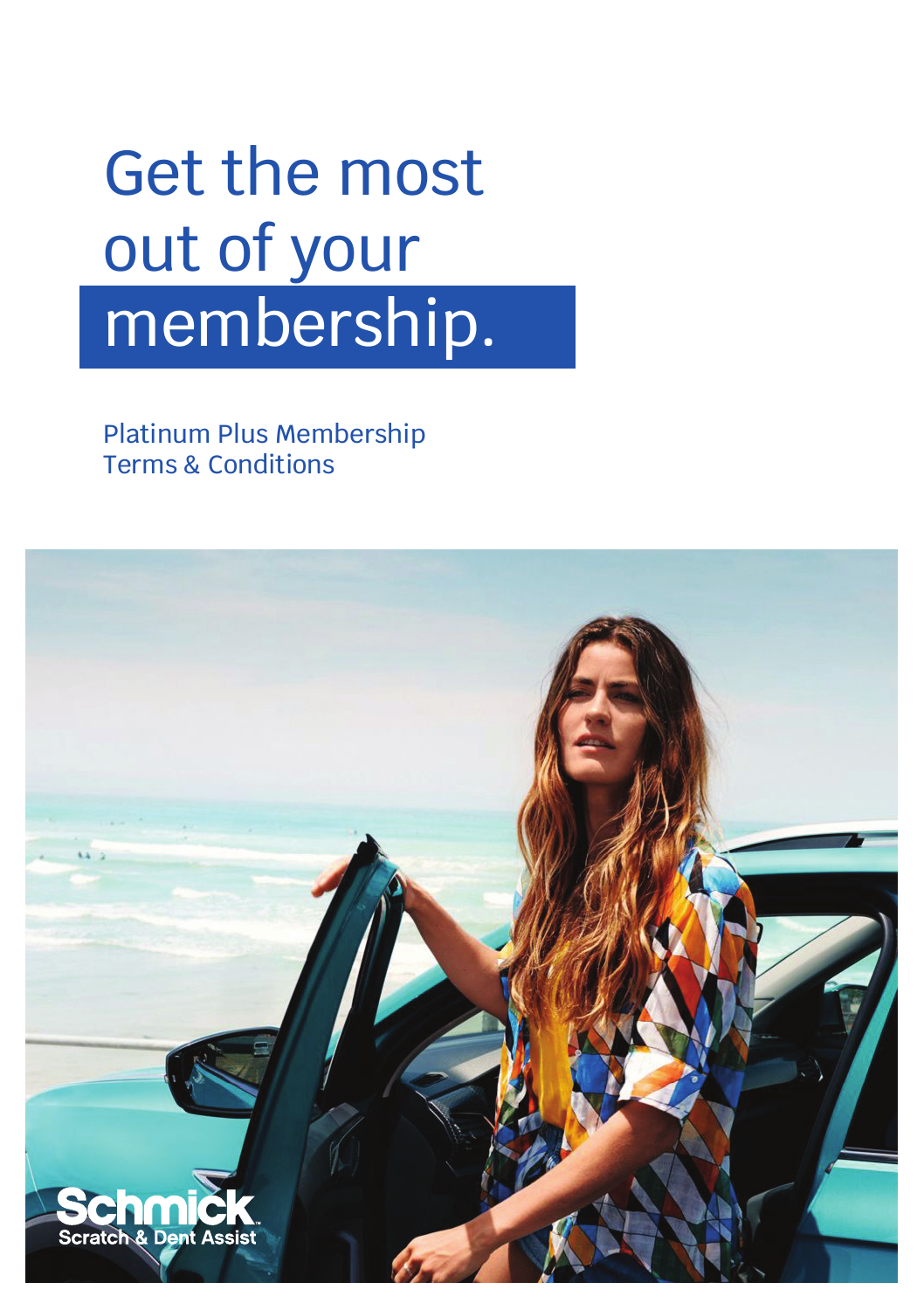# Get the most out of your membership.

Platinum Plus Membership
Terms & Conditions

Schmick
Scratch & Dent Assist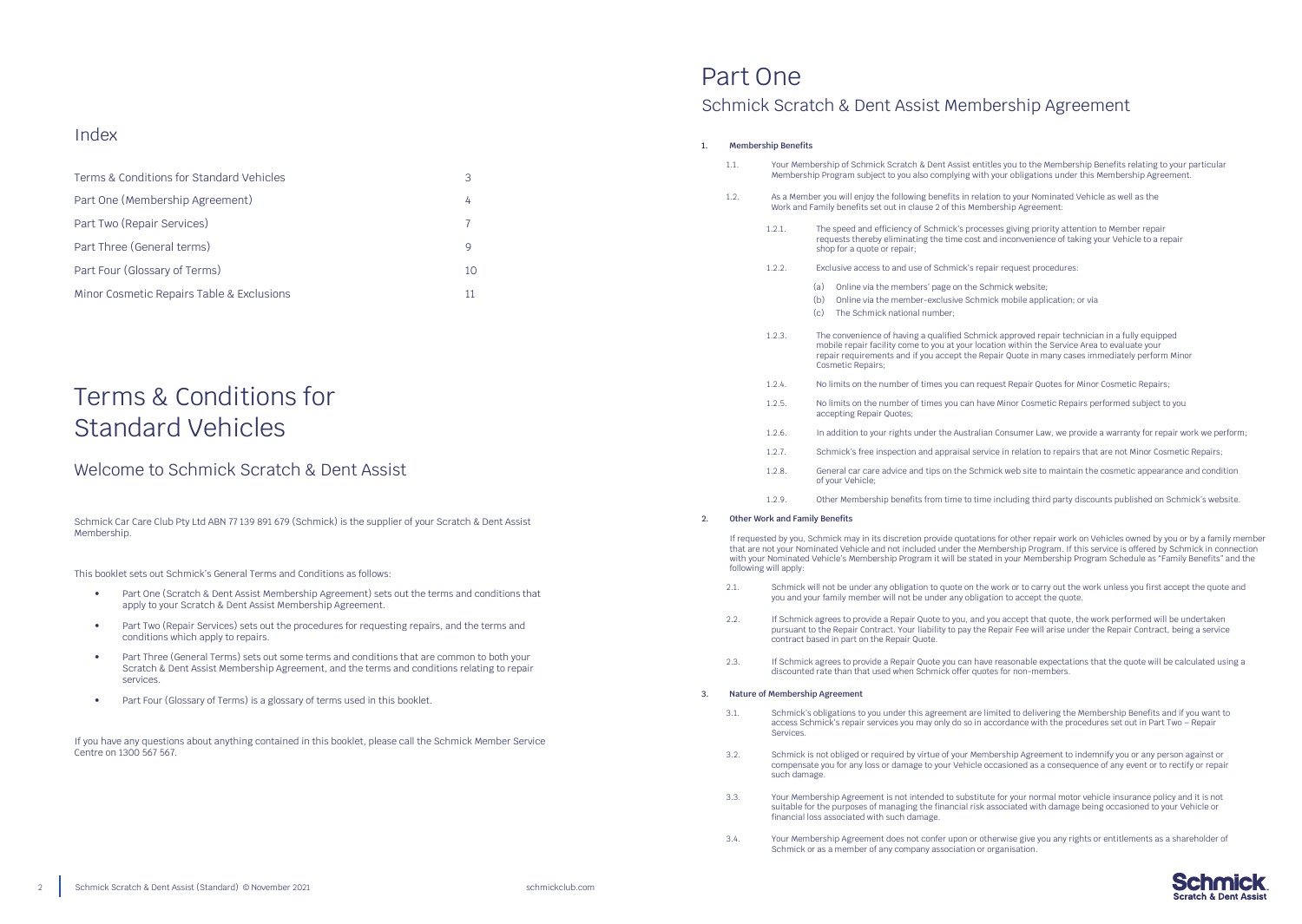## Index

| | |
|---|---|
| Terms & Conditions for Standard Vehicles | 3 |
| Part One (Membership Agreement) | 4 |
| Part Two (Repair Services) | 7 |
| Part Three (General terms) | 9 |
| Part Four (Glossary of Terms) | 10 |
| Minor Cosmetic Repairs Table & Exclusions | 11 |

# Terms & Conditions for Standard Vehicles

## Welcome to Schmick Scratch & Dent Assist

Schmick Car Care Club Pty Ltd ABN 77 139 891 679 (Schmick) is the supplier of your Scratch & Dent Assist Membership.

This booklet sets out Schmick's General Terms and Conditions as follows:

- Part One (Scratch & Dent Assist Membership Agreement) sets out the terms and conditions that apply to your Scratch & Dent Assist Membership Agreement.
- Part Two (Repair Services) sets out the procedures for requesting repairs, and the terms and conditions which apply to repairs.
- Part Three (General Terms) sets out some terms and conditions that are common to both your Scratch & Dent Assist Membership Agreement, and the terms and conditions relating to repair services.
- Part Four (Glossary of Terms) is a glossary of terms used in this booklet.

If you have any questions about anything contained in this booklet, please call the Schmick Member Service Centre on 1300 567 567.

# Part One

## Schmick Scratch & Dent Assist Membership Agreement

**1. Membership Benefits**

1.1. Your Membership of Schmick Scratch & Dent Assist entitles you to the Membership Benefits relating to your particular Membership Program subject to you also complying with your obligations under this Membership Agreement.

1.2. As a Member you will enjoy the following benefits in relation to your Nominated Vehicle as well as the Work and Family benefits set out in clause 2 of this Membership Agreement:

1.2.1. The speed and efficiency of Schmick's processes giving priority attention to Member repair requests thereby eliminating the time cost and inconvenience of taking your Vehicle to a repair shop for a quote or repair;

1.2.2. Exclusive access to and use of Schmick's repair request procedures:

(a) Online via the members' page on the Schmick website;

(b) Online via the member-exclusive Schmick mobile application; or via

(c) The Schmick national number;

1.2.3. The convenience of having a qualified Schmick approved repair technician in a fully equipped mobile repair facility come to you at your location within the Service Area to evaluate your repair requirements and if you accept the Repair Quote in many cases immediately perform Minor Cosmetic Repairs;

1.2.4. No limits on the number of times you can request Repair Quotes for Minor Cosmetic Repairs;

1.2.5. No limits on the number of times you can have Minor Cosmetic Repairs performed subject to you accepting Repair Quotes;

1.2.6. In addition to your rights under the Australian Consumer Law, we provide a warranty for repair work we perform;

1.2.7. Schmick's free inspection and appraisal service in relation to repairs that are not Minor Cosmetic Repairs;

1.2.8. General car care advice and tips on the Schmick web site to maintain the cosmetic appearance and condition of your Vehicle;

1.2.9. Other Membership benefits from time to time including third party discounts published on Schmick's website.

**2. Other Work and Family Benefits**

If requested by you, Schmick may in its discretion provide quotations for other repair work on Vehicles owned by you or by a family member that are not your Nominated Vehicle and not included under the Membership Program. If this service is offered by Schmick in connection with your Nominated Vehicle's Membership Program it will be stated in your Membership Program Schedule as "Family Benefits" and the following will apply:

2.1. Schmick will not be under any obligation to quote on the work or to carry out the work unless you first accept the quote and you and your family member will not be under any obligation to accept the quote.

2.2. If Schmick agrees to provide a Repair Quote to you, and you accept that quote, the work performed will be undertaken pursuant to the Repair Contract. Your liability to pay the Repair Fee will arise under the Repair Contract, being a service contract based in part on the Repair Quote.

2.3. If Schmick agrees to provide a Repair Quote you can have reasonable expectations that the quote will be calculated using a discounted rate than that used when Schmick offer quotes for non-members.

**3. Nature of Membership Agreement**

3.1. Schmick's obligations to you under this agreement are limited to delivering the Membership Benefits and if you want to access Schmick's repair services you may only do so in accordance with the procedures set out in Part Two – Repair Services.

3.2. Schmick is not obliged or required by virtue of your Membership Agreement to indemnify you or any person against or compensate you for any loss or damage to your Vehicle occasioned as a consequence of any event or to rectify or repair such damage.

3.3. Your Membership Agreement is not intended to substitute for your normal motor vehicle insurance policy and it is not suitable for the purposes of managing the financial risk associated with damage being occasioned to your Vehicle or financial loss associated with such damage.

3.4. Your Membership Agreement does not confer upon or otherwise give you any rights or entitlements as a shareholder of Schmick or as a member of any company association or organisation.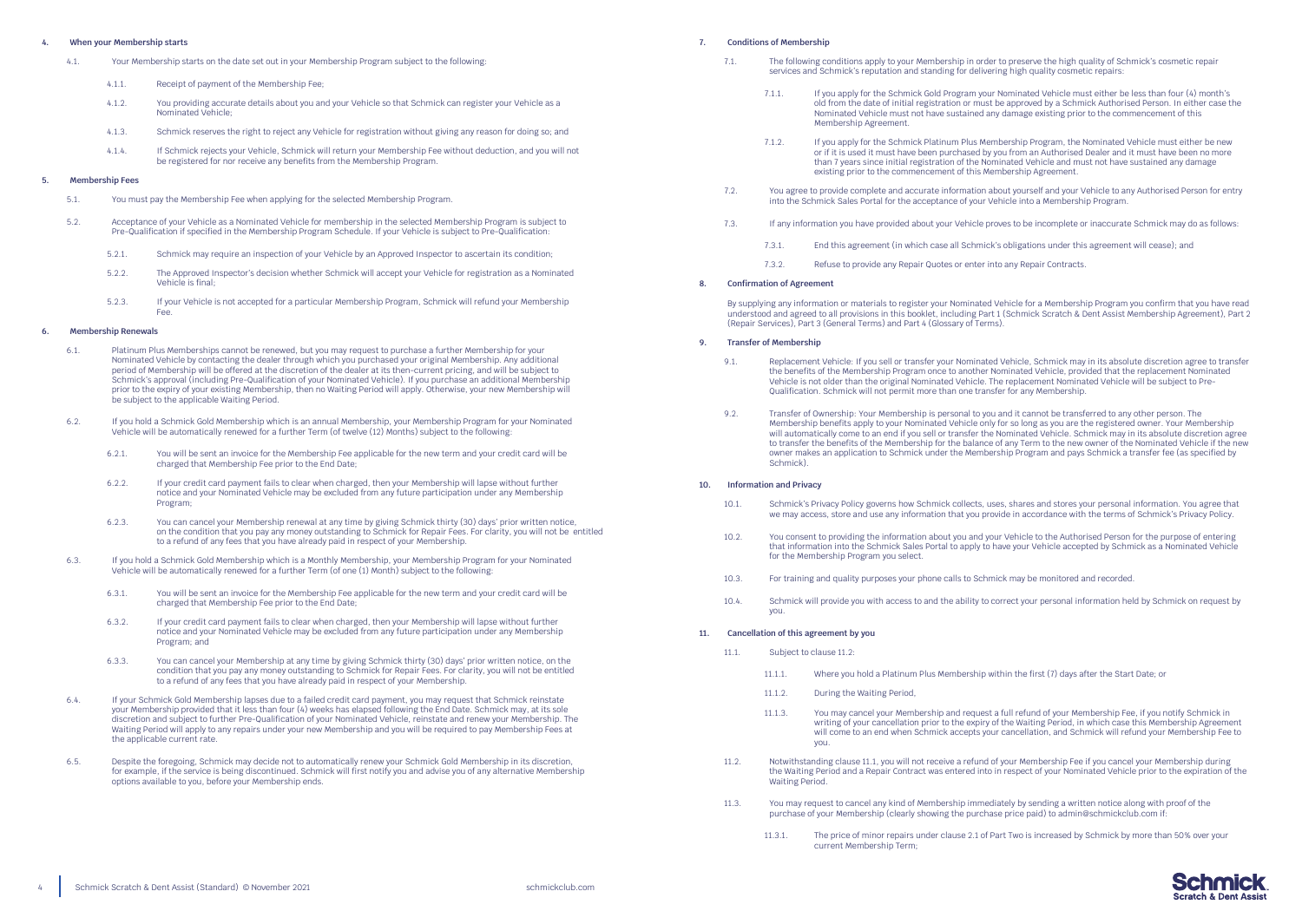## 4. When your Membership starts

4.1. Your Membership starts on the date set out in your Membership Program subject to the following:

4.1.1. Receipt of payment of the Membership Fee;

4.1.2. You providing accurate details about you and your Vehicle so that Schmick can register your Vehicle as a Nominated Vehicle;

4.1.3. Schmick reserves the right to reject any Vehicle for registration without giving any reason for doing so; and

4.1.4. If Schmick rejects your Vehicle, Schmick will return your Membership Fee without deduction, and you will not be registered for nor receive any benefits from the Membership Program.

## 5. Membership Fees

5.1. You must pay the Membership Fee when applying for the selected Membership Program.

5.2. Acceptance of your Vehicle as a Nominated Vehicle for membership in the selected Membership Program is subject to Pre-Qualification if specified in the Membership Program Schedule. If your Vehicle is subject to Pre-Qualification:

5.2.1. Schmick may require an inspection of your Vehicle by an Approved Inspector to ascertain its condition;

5.2.2. The Approved Inspector's decision whether Schmick will accept your Vehicle for registration as a Nominated Vehicle is final;

5.2.3. If your Vehicle is not accepted for a particular Membership Program, Schmick will refund your Membership Fee.

## 6. Membership Renewals

6.1. Platinum Plus Memberships cannot be renewed, but you may request to purchase a further Membership for your Nominated Vehicle by contacting the dealer through which you purchased your original Membership. Any additional period of Membership will be offered at the discretion of the dealer at its then-current pricing, and will be subject to Schmick's approval (including Pre-Qualification of your Nominated Vehicle). If you purchase an additional Membership prior to the expiry of your existing Membership, then no Waiting Period will apply. Otherwise, your new Membership will be subject to the applicable Waiting Period.

6.2. If you hold a Schmick Gold Membership which is an annual Membership, your Membership Program for your Nominated Vehicle will be automatically renewed for a further Term (of twelve (12) Months) subject to the following:

6.2.1. You will be sent an invoice for the Membership Fee applicable for the new term and your credit card will be charged that Membership Fee prior to the End Date;

6.2.2. If your credit card payment fails to clear when charged, then your Membership will lapse without further notice and your Nominated Vehicle may be excluded from any future participation under any Membership Program;

6.2.3. You can cancel your Membership renewal at any time by giving Schmick thirty (30) days' prior written notice, on the condition that you pay any money outstanding to Schmick for Repair Fees. For clarity, you will not be entitled to a refund of any fees that you have already paid in respect of your Membership.

6.3. If you hold a Schmick Gold Membership which is a Monthly Membership, your Membership Program for your Nominated Vehicle will be automatically renewed for a further Term (of one (1) Month) subject to the following:

6.3.1. You will be sent an invoice for the Membership Fee applicable for the new term and your credit card will be charged that Membership Fee prior to the End Date;

6.3.2. If your credit card payment fails to clear when charged, then your Membership will lapse without further notice and your Nominated Vehicle may be excluded from any future participation under any Membership Program; and

6.3.3. You can cancel your Membership at any time by giving Schmick thirty (30) days' prior written notice, on the condition that you pay any money outstanding to Schmick for Repair Fees. For clarity, you will not be entitled to a refund of any fees that you have already paid in respect of your Membership.

6.4. If your Schmick Gold Membership lapses due to a failed credit card payment, you may request that Schmick reinstate your Membership provided that it less than four (4) weeks has elapsed following the End Date. Schmick may, at its sole discretion and subject to further Pre-Qualification of your Nominated Vehicle, reinstate and renew your Membership. The Waiting Period will apply to any repairs under your new Membership and you will be required to pay Membership Fees at the applicable current rate.

6.5. Despite the foregoing, Schmick may decide not to automatically renew your Schmick Gold Membership in its discretion, for example, if the service is being discontinued. Schmick will first notify you and advise you of any alternative Membership options available to you, before your Membership ends.

## 7. Conditions of Membership

7.1. The following conditions apply to your Membership in order to preserve the high quality of Schmick's cosmetic repair services and Schmick's reputation and standing for delivering high quality cosmetic repairs:

7.1.1. If you apply for the Schmick Gold Program your Nominated Vehicle must either be less than four (4) month's old from the date of initial registration or must be approved by a Schmick Authorised Person. In either case the Nominated Vehicle must not have sustained any damage existing prior to the commencement of this Membership Agreement.

7.1.2. If you apply for the Schmick Platinum Plus Membership Program, the Nominated Vehicle must either be new or if it is used it must have been purchased by you from an Authorised Dealer and it must have been no more than 7 years since initial registration of the Nominated Vehicle and must not have sustained any damage existing prior to the commencement of this Membership Agreement.

7.2. You agree to provide complete and accurate information about yourself and your Vehicle to any Authorised Person for entry into the Schmick Sales Portal for the acceptance of your Vehicle into a Membership Program.

7.3. If any information you have provided about your Vehicle proves to be incomplete or inaccurate Schmick may do as follows:

7.3.1. End this agreement (in which case all Schmick's obligations under this agreement will cease); and

7.3.2. Refuse to provide any Repair Quotes or enter into any Repair Contracts.

## 8. Confirmation of Agreement

By supplying any information or materials to register your Nominated Vehicle for a Membership Program you confirm that you have read understood and agreed to all provisions in this booklet, including Part 1 (Schmick Scratch & Dent Assist Membership Agreement), Part 2 (Repair Services), Part 3 (General Terms) and Part 4 (Glossary of Terms).

## 9. Transfer of Membership

9.1. Replacement Vehicle: If you sell or transfer your Nominated Vehicle, Schmick may in its absolute discretion agree to transfer the benefits of the Membership Program once to another Nominated Vehicle, provided that the replacement Nominated Vehicle is not older than the original Nominated Vehicle. The replacement Nominated Vehicle will be subject to Pre-Qualification. Schmick will not permit more than one transfer for any Membership.

9.2. Transfer of Ownership: Your Membership is personal to you and it cannot be transferred to any other person. The Membership benefits apply to your Nominated Vehicle only for so long as you are the registered owner. Your Membership will automatically come to an end if you sell or transfer the Nominated Vehicle. Schmick may in its absolute discretion agree to transfer the benefits of the Membership for the balance of any Term to the new owner of the Nominated Vehicle if the new owner makes an application to Schmick under the Membership Program and pays Schmick a transfer fee (as specified by Schmick).

## 10. Information and Privacy

10.1. Schmick's Privacy Policy governs how Schmick collects, uses, shares and stores your personal information. You agree that we may access, store and use any information that you provide in accordance with the terms of Schmick's Privacy Policy.

10.2. You consent to providing the information about you and your Vehicle to the Authorised Person for the purpose of entering that information into the Schmick Sales Portal to apply to have your Vehicle accepted by Schmick as a Nominated Vehicle for the Membership Program you select.

10.3. For training and quality purposes your phone calls to Schmick may be monitored and recorded.

10.4. Schmick will provide you with access to and the ability to correct your personal information held by Schmick on request by you.

## 11. Cancellation of this agreement by you

11.1. Subject to clause 11.2:

11.1.1. Where you hold a Platinum Plus Membership within the first (7) days after the Start Date; or

11.1.2. During the Waiting Period,

11.1.3. You may cancel your Membership and request a full refund of your Membership Fee, if you notify Schmick in writing of your cancellation prior to the expiry of the Waiting Period, in which case this Membership Agreement will come to an end when Schmick accepts your cancellation, and Schmick will refund your Membership Fee to you.

11.2. Notwithstanding clause 11.1, you will not receive a refund of your Membership Fee if you cancel your Membership during the Waiting Period and a Repair Contract was entered into in respect of your Nominated Vehicle prior to the expiration of the Waiting Period.

11.3. You may request to cancel any kind of Membership immediately by sending a written notice along with proof of the purchase of your Membership (clearly showing the purchase price paid) to admin@schmickclub.com if:

11.3.1. The price of minor repairs under clause 2.1 of Part Two is increased by Schmick by more than 50% over your current Membership Term;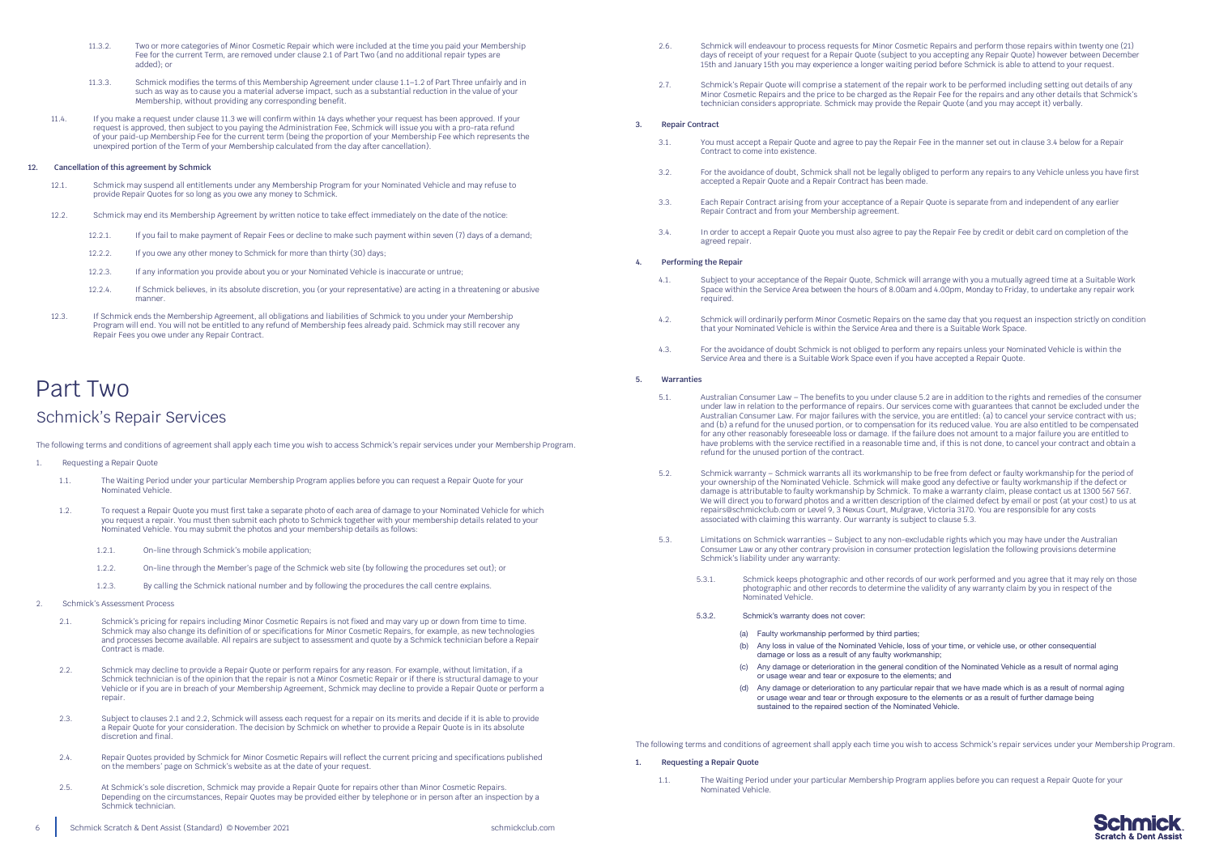11.3.2. Two or more categories of Minor Cosmetic Repair which were included at the time you paid your Membership Fee for the current Term, are removed under clause 2.1 of Part Two (and no additional repair types are added); or

11.3.3. Schmick modifies the terms of this Membership Agreement under clause 1.1–1.2 of Part Three unfairly and in such as way as to cause you a material adverse impact, such as a substantial reduction in the value of your Membership, without providing any corresponding benefit.

11.4. If you make a request under clause 11.3 we will confirm within 14 days whether your request has been approved. If your request is approved, then subject to you paying the Administration Fee, Schmick will issue you with a pro-rata refund of your paid-up Membership Fee for the current term (being the proportion of your Membership Fee which represents the unexpired portion of the Term of your Membership calculated from the day after cancellation).

**12. Cancellation of this agreement by Schmick**

12.1. Schmick may suspend all entitlements under any Membership Program for your Nominated Vehicle and may refuse to provide Repair Quotes for so long as you owe any money to Schmick.

12.2. Schmick may end its Membership Agreement by written notice to take effect immediately on the date of the notice:

12.2.1. If you fail to make payment of Repair Fees or decline to make such payment within seven (7) days of a demand;

12.2.2. If you owe any other money to Schmick for more than thirty (30) days;

12.2.3. If any information you provide about you or your Nominated Vehicle is inaccurate or untrue;

12.2.4. If Schmick believes, in its absolute discretion, you (or your representative) are acting in a threatening or abusive manner.

12.3. If Schmick ends the Membership Agreement, all obligations and liabilities of Schmick to you under your Membership Program will end. You will not be entitled to any refund of Membership fees already paid. Schmick may still recover any Repair Fees you owe under any Repair Contract.

# Part Two

## Schmick's Repair Services

The following terms and conditions of agreement shall apply each time you wish to access Schmick's repair services under your Membership Program.

1. Requesting a Repair Quote

1.1. The Waiting Period under your particular Membership Program applies before you can request a Repair Quote for your Nominated Vehicle.

1.2. To request a Repair Quote you must first take a separate photo of each area of damage to your Nominated Vehicle for which you request a repair. You must then submit each photo to Schmick together with your membership details related to your Nominated Vehicle. You may submit the photos and your membership details as follows:

1.2.1. On-line through Schmick's mobile application;

1.2.2. On-line through the Member's page of the Schmick web site (by following the procedures set out); or

1.2.3. By calling the Schmick national number and by following the procedures the call centre explains.

2. Schmick's Assessment Process

2.1. Schmick's pricing for repairs including Minor Cosmetic Repairs is not fixed and may vary up or down from time to time. Schmick may also change its definition of or specifications for Minor Cosmetic Repairs, for example, as new technologies and processes become available. All repairs are subject to assessment and quote by a Schmick technician before a Repair Contract is made.

2.2. Schmick may decline to provide a Repair Quote or perform repairs for any reason. For example, without limitation, if a Schmick technician is of the opinion that the repair is not a Minor Cosmetic Repair or if there is structural damage to your Vehicle or if you are in breach of your Membership Agreement, Schmick may decline to provide a Repair Quote or perform a repair.

2.3. Subject to clauses 2.1 and 2.2, Schmick will assess each request for a repair on its merits and decide if it is able to provide a Repair Quote for your consideration. The decision by Schmick on whether to provide a Repair Quote is in its absolute discretion and final.

2.4. Repair Quotes provided by Schmick for Minor Cosmetic Repairs will reflect the current pricing and specifications published on the members' page on Schmick's website as at the date of your request.

2.5. At Schmick's sole discretion, Schmick may provide a Repair Quote for repairs other than Minor Cosmetic Repairs. Depending on the circumstances, Repair Quotes may be provided either by telephone or in person after an inspection by a Schmick technician.

2.6. Schmick will endeavour to process requests for Minor Cosmetic Repairs and perform those repairs within twenty one (21) days of receipt of your request for a Repair Quote (subject to you accepting any Repair Quote) however between December 15th and January 15th you may experience a longer waiting period before Schmick is able to attend to your request.

2.7. Schmick's Repair Quote will comprise a statement of the repair work to be performed including setting out details of any Minor Cosmetic Repairs and the price to be charged as the Repair Fee for the repairs and any other details that Schmick's technician considers appropriate. Schmick may provide the Repair Quote (and you may accept it) verbally.

**3. Repair Contract**

3.1. You must accept a Repair Quote and agree to pay the Repair Fee in the manner set out in clause 3.4 below for a Repair Contract to come into existence.

3.2. For the avoidance of doubt, Schmick shall not be legally obliged to perform any repairs to any Vehicle unless you have first accepted a Repair Quote and a Repair Contract has been made.

3.3. Each Repair Contract arising from your acceptance of a Repair Quote is separate from and independent of any earlier Repair Contract and from your Membership agreement.

3.4. In order to accept a Repair Quote you must also agree to pay the Repair Fee by credit or debit card on completion of the agreed repair.

**4. Performing the Repair**

4.1. Subject to your acceptance of the Repair Quote, Schmick will arrange with you a mutually agreed time at a Suitable Work Space within the Service Area between the hours of 8.00am and 4.00pm, Monday to Friday, to undertake any repair work required.

4.2. Schmick will ordinarily perform Minor Cosmetic Repairs on the same day that you request an inspection strictly on condition that your Nominated Vehicle is within the Service Area and there is a Suitable Work Space.

4.3. For the avoidance of doubt Schmick is not obliged to perform any repairs unless your Nominated Vehicle is within the Service Area and there is a Suitable Work Space even if you have accepted a Repair Quote.

**5. Warranties**

5.1. Australian Consumer Law – The benefits to you under clause 5.2 are in addition to the rights and remedies of the consumer under law in relation to the performance of repairs. Our services come with guarantees that cannot be excluded under the Australian Consumer Law. For major failures with the service, you are entitled: (a) to cancel your service contract with us; and (b) a refund for the unused portion, or to compensation for its reduced value. You are also entitled to be compensated for any other reasonably foreseeable loss or damage. If the failure does not amount to a major failure you are entitled to have problems with the service rectified in a reasonable time and, if this is not done, to cancel your contract and obtain a refund for the unused portion of the contract.

5.2. Schmick warranty – Schmick warrants all its workmanship to be free from defect or faulty workmanship for the period of your ownership of the Nominated Vehicle. Schmick will make good any defective or faulty workmanship if the defect or damage is attributable to faulty workmanship by Schmick. To make a warranty claim, please contact us at 1300 567 567. We will direct you to forward photos and a written description of the claimed defect by email or post (at your cost) to us at repairs@schmickclub.com or Level 9, 3 Nexus Court, Mulgrave, Victoria 3170. You are responsible for any costs associated with claiming this warranty. Our warranty is subject to clause 5.3.

5.3. Limitations on Schmick warranties – Subject to any non-excludable rights which you may have under the Australian Consumer Law or any other contrary provision in consumer protection legislation the following provisions determine Schmick's liability under any warranty:

5.3.1. Schmick keeps photographic and other records of our work performed and you agree that it may rely on those photographic and other records to determine the validity of any warranty claim by you in respect of the Nominated Vehicle.

5.3.2. Schmick's warranty does not cover:

(a) Faulty workmanship performed by third parties;

(b) Any loss in value of the Nominated Vehicle, loss of your time, or vehicle use, or other consequential damage or loss as a result of any faulty workmanship;

(c) Any damage or deterioration in the general condition of the Nominated Vehicle as a result of normal aging or usage wear and tear or exposure to the elements; and

(d) Any damage or deterioration to any particular repair that we have made which is as a result of normal aging or usage wear and tear or through exposure to the elements or as a result of further damage being sustained to the repaired section of the Nominated Vehicle.

The following terms and conditions of agreement shall apply each time you wish to access Schmick's repair services under your Membership Program.

**1. Requesting a Repair Quote**

1.1. The Waiting Period under your particular Membership Program applies before you can request a Repair Quote for your Nominated Vehicle.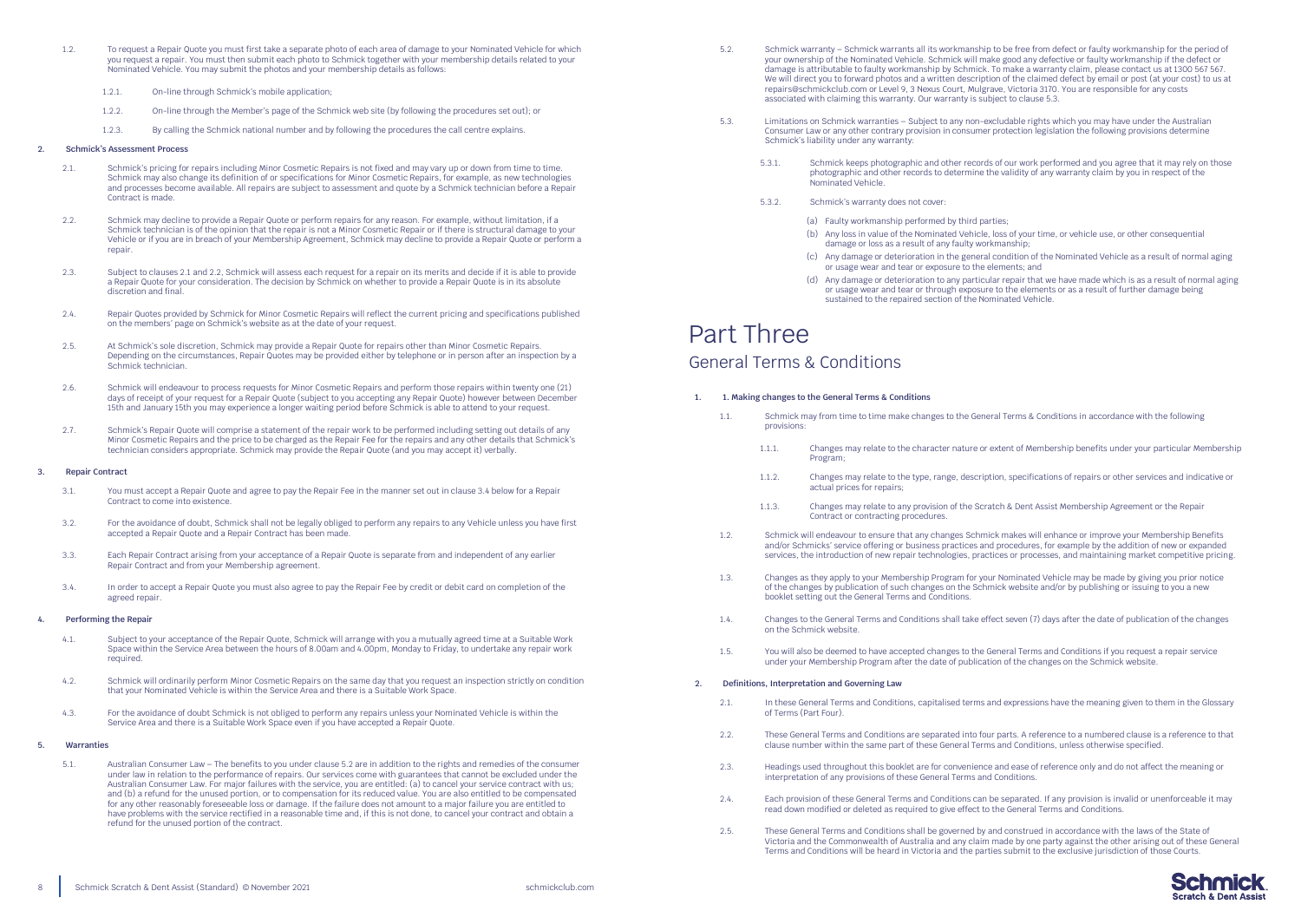1.2. To request a Repair Quote you must first take a separate photo of each area of damage to your Nominated Vehicle for which you request a repair. You must then submit each photo to Schmick together with your membership details related to your Nominated Vehicle. You may submit the photos and your membership details as follows:

1.2.1. On-line through Schmick's mobile application;

1.2.2. On-line through the Member's page of the Schmick web site (by following the procedures set out); or

1.2.3. By calling the Schmick national number and by following the procedures the call centre explains.

### 2. Schmick's Assessment Process

2.1. Schmick's pricing for repairs including Minor Cosmetic Repairs is not fixed and may vary up or down from time to time. Schmick may also change its definition of or specifications for Minor Cosmetic Repairs, for example, as new technologies and processes become available. All repairs are subject to assessment and quote by a Schmick technician before a Repair Contract is made.

2.2. Schmick may decline to provide a Repair Quote or perform repairs for any reason. For example, without limitation, if a Schmick technician is of the opinion that the repair is not a Minor Cosmetic Repair or if there is structural damage to your Vehicle or if you are in breach of your Membership Agreement, Schmick may decline to provide a Repair Quote or perform a repair.

2.3. Subject to clauses 2.1 and 2.2, Schmick will assess each request for a repair on its merits and decide if it is able to provide a Repair Quote for your consideration. The decision by Schmick on whether to provide a Repair Quote is in its absolute discretion and final.

2.4. Repair Quotes provided by Schmick for Minor Cosmetic Repairs will reflect the current pricing and specifications published on the members' page on Schmick's website as at the date of your request.

2.5. At Schmick's sole discretion, Schmick may provide a Repair Quote for repairs other than Minor Cosmetic Repairs. Depending on the circumstances, Repair Quotes may be provided either by telephone or in person after an inspection by a Schmick technician.

2.6. Schmick will endeavour to process requests for Minor Cosmetic Repairs and perform those repairs within twenty one (21) days of receipt of your request for a Repair Quote (subject to you accepting any Repair Quote) however between December 15th and January 15th you may experience a longer waiting period before Schmick is able to attend to your request.

2.7. Schmick's Repair Quote will comprise a statement of the repair work to be performed including setting out details of any Minor Cosmetic Repairs and the price to be charged as the Repair Fee for the repairs and any other details that Schmick's technician considers appropriate. Schmick may provide the Repair Quote (and you may accept it) verbally.

### 3. Repair Contract

3.1. You must accept a Repair Quote and agree to pay the Repair Fee in the manner set out in clause 3.4 below for a Repair Contract to come into existence.

3.2. For the avoidance of doubt, Schmick shall not be legally obliged to perform any repairs to any Vehicle unless you have first accepted a Repair Quote and a Repair Contract has been made.

3.3. Each Repair Contract arising from your acceptance of a Repair Quote is separate from and independent of any earlier Repair Contract and from your Membership agreement.

3.4. In order to accept a Repair Quote you must also agree to pay the Repair Fee by credit or debit card on completion of the agreed repair.

### 4. Performing the Repair

4.1. Subject to your acceptance of the Repair Quote, Schmick will arrange with you a mutually agreed time at a Suitable Work Space within the Service Area between the hours of 8.00am and 4.00pm, Monday to Friday, to undertake any repair work required.

4.2. Schmick will ordinarily perform Minor Cosmetic Repairs on the same day that you request an inspection strictly on condition that your Nominated Vehicle is within the Service Area and there is a Suitable Work Space.

4.3. For the avoidance of doubt Schmick is not obliged to perform any repairs unless your Nominated Vehicle is within the Service Area and there is a Suitable Work Space even if you have accepted a Repair Quote.

### 5. Warranties

5.1. Australian Consumer Law – The benefits to you under clause 5.2 are in addition to the rights and remedies of the consumer under law in relation to the performance of repairs. Our services come with guarantees that cannot be excluded under the Australian Consumer Law. For major failures with the service, you are entitled: (a) to cancel your service contract with us; and (b) a refund for the unused portion, or to compensation for its reduced value. You are also entitled to be compensated for any other reasonably foreseeable loss or damage. If the failure does not amount to a major failure you are entitled to have problems with the service rectified in a reasonable time and, if this is not done, to cancel your contract and obtain a refund for the unused portion of the contract.

5.2. Schmick warranty – Schmick warrants all its workmanship to be free from defect or faulty workmanship for the period of your ownership of the Nominated Vehicle. Schmick will make good any defective or faulty workmanship if the defect or damage is attributable to faulty workmanship by Schmick. To make a warranty claim, please contact us at 1300 567 567. We will direct you to forward photos and a written description of the claimed defect by email or post (at your cost) to us at repairs@schmickclub.com or Level 9, 3 Nexus Court, Mulgrave, Victoria 3170. You are responsible for any costs associated with claiming this warranty. Our warranty is subject to clause 5.3.

5.3. Limitations on Schmick warranties – Subject to any non-excludable rights which you may have under the Australian Consumer Law or any other contrary provision in consumer protection legislation the following provisions determine Schmick's liability under any warranty:

5.3.1. Schmick keeps photographic and other records of our work performed and you agree that it may rely on those photographic and other records to determine the validity of any warranty claim by you in respect of the Nominated Vehicle.

5.3.2. Schmick's warranty does not cover:

(a) Faulty workmanship performed by third parties;

(b) Any loss in value of the Nominated Vehicle, loss of your time, or vehicle use, or other consequential damage or loss as a result of any faulty workmanship;

(c) Any damage or deterioration in the general condition of the Nominated Vehicle as a result of normal aging or usage wear and tear or exposure to the elements; and

(d) Any damage or deterioration to any particular repair that we have made which is as a result of normal aging or usage wear and tear or through exposure to the elements or as a result of further damage being sustained to the repaired section of the Nominated Vehicle.

# Part Three

## General Terms & Conditions

### 1. 1. Making changes to the General Terms & Conditions

1.1. Schmick may from time to time make changes to the General Terms & Conditions in accordance with the following provisions:

1.1.1. Changes may relate to the character nature or extent of Membership benefits under your particular Membership Program;

1.1.2. Changes may relate to the type, range, description, specifications of repairs or other services and indicative or actual prices for repairs;

1.1.3. Changes may relate to any provision of the Scratch & Dent Assist Membership Agreement or the Repair Contract or contracting procedures.

1.2. Schmick will endeavour to ensure that any changes Schmick makes will enhance or improve your Membership Benefits and/or Schmicks' service offering or business practices and procedures, for example by the addition of new or expanded services, the introduction of new repair technologies, practices or processes, and maintaining market competitive pricing.

1.3. Changes as they apply to your Membership Program for your Nominated Vehicle may be made by giving you prior notice of the changes by publication of such changes on the Schmick website and/or by publishing or issuing to you a new booklet setting out the General Terms and Conditions.

1.4. Changes to the General Terms and Conditions shall take effect seven (7) days after the date of publication of the changes on the Schmick website.

1.5. You will also be deemed to have accepted changes to the General Terms and Conditions if you request a repair service under your Membership Program after the date of publication of the changes on the Schmick website.

### 2. Definitions, Interpretation and Governing Law

2.1. In these General Terms and Conditions, capitalised terms and expressions have the meaning given to them in the Glossary of Terms (Part Four).

2.2. These General Terms and Conditions are separated into four parts. A reference to a numbered clause is a reference to that clause number within the same part of these General Terms and Conditions, unless otherwise specified.

2.3. Headings used throughout this booklet are for convenience and ease of reference only and do not affect the meaning or interpretation of any provisions of these General Terms and Conditions.

2.4. Each provision of these General Terms and Conditions can be separated. If any provision is invalid or unenforceable it may read down modified or deleted as required to give effect to the General Terms and Conditions.

2.5. These General Terms and Conditions shall be governed by and construed in accordance with the laws of the State of Victoria and the Commonwealth of Australia and any claim made by one party against the other arising out of these General Terms and Conditions will be heard in Victoria and the parties submit to the exclusive jurisdiction of those Courts.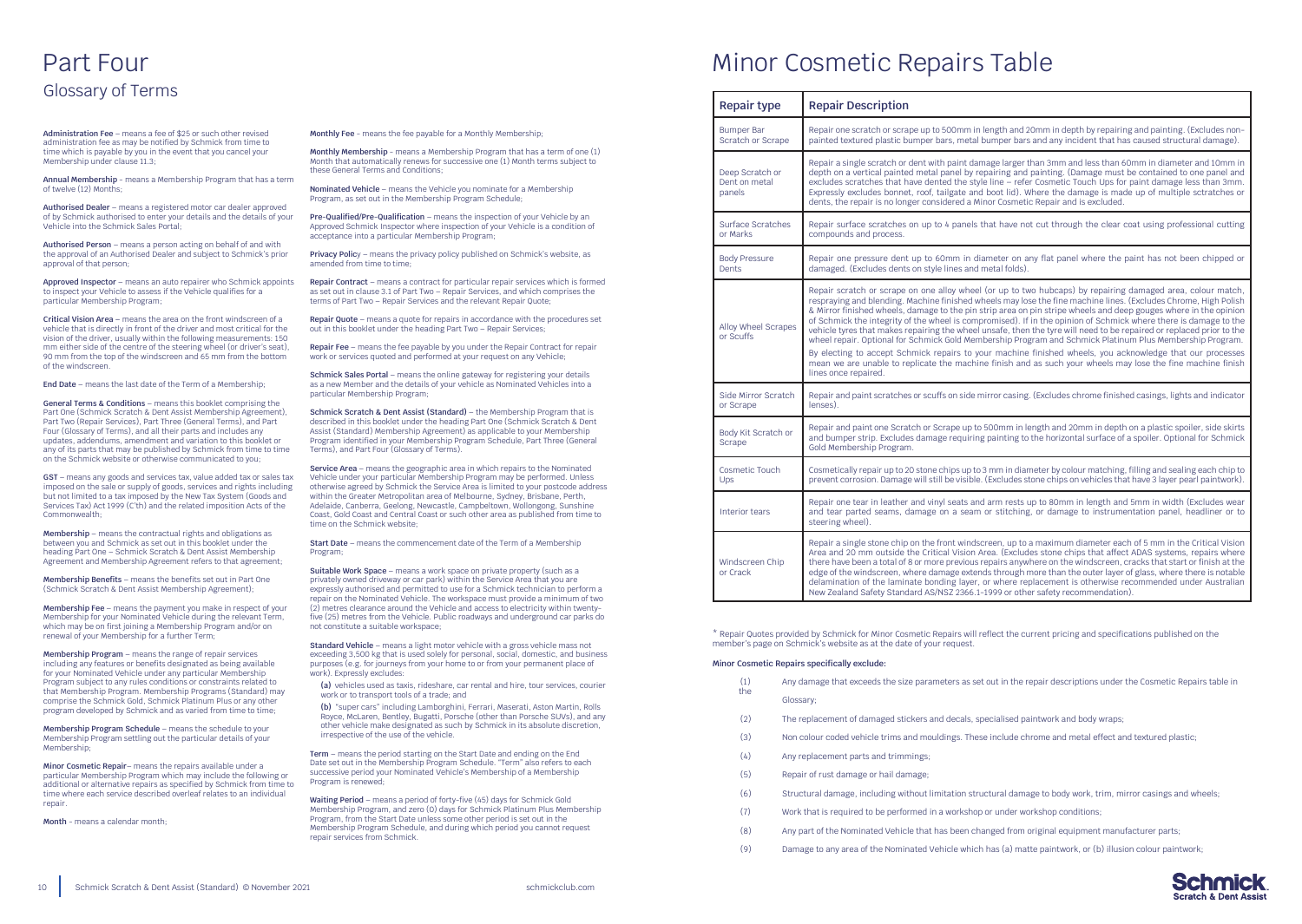# Part Four

## Glossary of Terms

**Administration Fee** – means a fee of $25 or such other revised administration fee as may be notified by Schmick from time to time which is payable by you in the event that you cancel your Membership under clause 11.3;

**Annual Membership** - means a Membership Program that has a term of twelve (12) Months;

**Authorised Dealer** – means a registered motor car dealer approved of by Schmick authorised to enter your details and the details of your Vehicle into the Schmick Sales Portal;

**Authorised Person** – means a person acting on behalf of and with the approval of an Authorised Dealer and subject to Schmick's prior approval of that person;

**Approved Inspector** – means an auto repairer who Schmick appoints to inspect your Vehicle to assess if the Vehicle qualifies for a particular Membership Program;

**Critical Vision Area** – means the area on the front windscreen of a vehicle that is directly in front of the driver and most critical for the vision of the driver, usually within the following measurements: 150 mm either side of the centre of the steering wheel (or driver's seat), 90 mm from the top of the windscreen and 65 mm from the bottom of the windscreen.

**End Date** – means the last date of the Term of a Membership;

**General Terms & Conditions** – means this booklet comprising the Part One (Schmick Scratch & Dent Assist Membership Agreement), Part Two (Repair Services), Part Three (General Terms), and Part Four (Glossary of Terms), and all their parts and includes any updates, addendums, amendment and variation to this booklet or any of its parts that may be published by Schmick from time to time on the Schmick website or otherwise communicated to you;

**GST** – means any goods and services tax, value added tax or sales tax imposed on the sale or supply of goods, services and rights including but not limited to a tax imposed by the New Tax System (Goods and Services Tax) Act 1999 (C'th) and the related imposition Acts of the Commonwealth;

**Membership** – means the contractual rights and obligations as between you and Schmick as set out in this booklet under the heading Part One – Schmick Scratch & Dent Assist Membership Agreement and Membership Agreement refers to that agreement;

**Membership Benefits** – means the benefits set out in Part One (Schmick Scratch & Dent Assist Membership Agreement);

**Membership Fee** – means the payment you make in respect of your Membership for your Nominated Vehicle during the relevant Term, which may be on first joining a Membership Program and/or on renewal of your Membership for a further Term;

**Membership Program** – means the range of repair services including any features or benefits designated as being available for your Nominated Vehicle under any particular Membership Program subject to any rules conditions or constraints related to that Membership Program. Membership Programs (Standard) may comprise the Schmick Gold, Schmick Platinum Plus or any other program developed by Schmick and as varied from time to time;

**Membership Program Schedule** – means the schedule to your Membership Program settling out the particular details of your Membership;

**Minor Cosmetic Repair**– means the repairs available under a particular Membership Program which may include the following or additional or alternative repairs as specified by Schmick from time to time where each service described overleaf relates to an individual repair.

**Month** - means a calendar month;

**Monthly Fee** - means the fee payable for a Monthly Membership;

**Monthly Membership** - means a Membership Program that has a term of one (1) Month that automatically renews for successive one (1) Month terms subject to these General Terms and Conditions;

**Nominated Vehicle** – means the Vehicle you nominate for a Membership Program, as set out in the Membership Program Schedule;

**Pre-Qualified/Pre-Qualification** – means the inspection of your Vehicle by an Approved Schmick Inspector where inspection of your Vehicle is a condition of acceptance into a particular Membership Program;

**Privacy Policy** – means the privacy policy published on Schmick's website, as amended from time to time;

**Repair Contract** – means a contract for particular repair services which is formed as set out in clause 3.1 of Part Two – Repair Services, and which comprises the terms of Part Two – Repair Services and the relevant Repair Quote;

**Repair Quote** – means a quote for repairs in accordance with the procedures set out in this booklet under the heading Part Two – Repair Services;

**Repair Fee** – means the fee payable by you under the Repair Contract for repair work or services quoted and performed at your request on any Vehicle;

**Schmick Sales Portal** – means the online gateway for registering your details as a new Member and the details of your vehicle as Nominated Vehicles into a particular Membership Program;

**Schmick Scratch & Dent Assist (Standard)** – the Membership Program that is described in this booklet under the heading Part One (Schmick Scratch & Dent Assist (Standard) Membership Agreement) as applicable to your Membership Program identified in your Membership Program Schedule, Part Three (General Terms), and Part Four (Glossary of Terms).

**Service Area** – means the geographic area in which repairs to the Nominated Vehicle under your particular Membership Program may be performed. Unless otherwise agreed by Schmick the Service Area is limited to your postcode address within the Greater Metropolitan area of Melbourne, Sydney, Brisbane, Perth, Adelaide, Canberra, Geelong, Newcastle, Campbeltown, Wollongong, Sunshine Coast, Gold Coast and Central Coast or such other area as published from time to time on the Schmick website;

**Start Date** – means the commencement date of the Term of a Membership Program;

**Suitable Work Space** – means a work space on private property (such as a privately owned driveway or car park) within the Service Area that you are expressly authorised and permitted to use for a Schmick technician to perform a repair on the Nominated Vehicle. The workspace must provide a minimum of two (2) metres clearance around the Vehicle and access to electricity within twenty-five (25) metres from the Vehicle. Public roadways and underground car parks do not constitute a suitable workspace;

**Standard Vehicle** – means a light motor vehicle with a gross vehicle mass not exceeding 3,500 kg that is used solely for personal, social, domestic, and business purposes (e.g. for journeys from your home to or from your permanent place of work). Expressly excludes:

(a) vehicles used as taxis, rideshare, car rental and hire, tour services, courier work or to transport tools of a trade; and

(b) "super cars" including Lamborghini, Ferrari, Maserati, Aston Martin, Rolls Royce, McLaren, Bentley, Bugatti, Porsche (other than Porsche SUVs), and any other vehicle make designated as such by Schmick in its absolute discretion, irrespective of the use of the vehicle.

**Term** – means the period starting on the Start Date and ending on the End Date set out in the Membership Program Schedule. "Term" also refers to each successive period your Nominated Vehicle's Membership of a Membership Program is renewed;

**Waiting Period** – means a period of forty-five (45) days for Schmick Gold Membership Program, and zero (0) days for Schmick Platinum Plus Membership Program, from the Start Date unless some other period is set out in the Membership Program Schedule, and during which period you cannot request repair services from Schmick.

# Minor Cosmetic Repairs Table

| Repair type | Repair Description |
|---|---|
| Bumper Bar Scratch or Scrape | Repair one scratch or scrape up to 500mm in length and 20mm in depth by repairing and painting. (Excludes non-painted textured plastic bumper bars, metal bumper bars and any incident that has caused structural damage). |
| Deep Scratch or Dent on metal panels | Repair a single scratch or dent with paint damage larger than 3mm and less than 60mm in diameter and 10mm in depth on a vertical painted metal panel by repairing and painting. (Damage must be contained to one panel and excludes scratches that have dented the style line – refer Cosmetic Touch Ups for paint damage less than 3mm. Expressly excludes bonnet, roof, tailgate and boot lid). Where the damage is made up of multiple scratches or dents, the repair is no longer considered a Minor Cosmetic Repair and is excluded. |
| Surface Scratches or Marks | Repair surface scratches on up to 4 panels that have not cut through the clear coat using professional cutting compounds and process. |
| Body Pressure Dents | Repair one pressure dent up to 60mm in diameter on any flat panel where the paint has not been chipped or damaged. (Excludes dents on style lines and metal folds). |
| Alloy Wheel Scrapes or Scuffs | Repair scratch or scrape on one alloy wheel (or up to two hubcaps) by repairing damaged area, colour match, respraying and blending. Machine finished wheels may lose the fine machine lines. (Excludes Chrome, High Polish & Mirror finished wheels, damage to the pin strip area on pin stripe wheels and deep gouges where in the opinion of Schmick the integrity of the wheel is compromised). If in the opinion of Schmick where there is damage to the vehicle tyres that makes repairing the wheel unsafe, then the tyre will need to be repaired or replaced prior to the wheel repair. Optional for Schmick Gold Membership Program and Schmick Platinum Plus Membership Program.<br><br>By electing to accept Schmick repairs to your machine finished wheels, you acknowledge that our processes mean we are unable to replicate the machine finish and as such your wheels may lose the fine machine finish lines once repaired. |
| Side Mirror Scratch or Scrape | Repair and paint scratches or scuffs on side mirror casing. (Excludes chrome finished casings, lights and indicator lenses). |
| Body Kit Scratch or Scrape | Repair and paint one Scratch or Scrape up to 500mm in length and 20mm in depth on a plastic spoiler, side skirts and bumper strip. Excludes damage requiring painting to the horizontal surface of a spoiler. Optional for Schmick Gold Membership Program. |
| Cosmetic Touch Ups | Cosmetically repair up to 20 stone chips up to 3 mm in diameter by colour matching, filling and sealing each chip to prevent corrosion. Damage will still be visible. (Excludes stone chips on vehicles that have 3 layer pearl paintwork). |
| Interior tears | Repair one tear in leather and vinyl seats and arm rests up to 80mm in length and 5mm in width (Excludes wear and tear parted seams, damage on a seam or stitching, or damage to instrumentation panel, headliner or to steering wheel). |
| Windscreen Chip or Crack | Repair a single stone chip on the front windscreen, up to a maximum diameter each of 5 mm in the Critical Vision Area and 20 mm outside the Critical Vision Area. (Excludes stone chips that affect ADAS systems, repairs where there have been a total of 8 or more previous repairs anywhere on the windscreen, cracks that start or finish at the edge of the windscreen, where damage extends through more than the outer layer of glass, where there is notable delamination of the laminate bonding layer, or where replacement is otherwise recommended under Australian New Zealand Safety Standard AS/NSZ 2366.1-1999 or other safety recommendation). |

* Repair Quotes provided by Schmick for Minor Cosmetic Repairs will reflect the current pricing and specifications published on the member's page on Schmick's website as at the date of your request.

**Minor Cosmetic Repairs specifically exclude:**

(1) Any damage that exceeds the size parameters as set out in the repair descriptions under the Cosmetic Repairs table in the Glossary;

(2) The replacement of damaged stickers and decals, specialised paintwork and body wraps;

(3) Non colour coded vehicle trims and mouldings. These include chrome and metal effect and textured plastic;

(4) Any replacement parts and trimmings;

(5) Repair of rust damage or hail damage;

(6) Structural damage, including without limitation structural damage to body work, trim, mirror casings and wheels;

(7) Work that is required to be performed in a workshop or under workshop conditions;

(8) Any part of the Nominated Vehicle that has been changed from original equipment manufacturer parts;

(9) Damage to any area of the Nominated Vehicle which has (a) matte paintwork, or (b) illusion colour paintwork;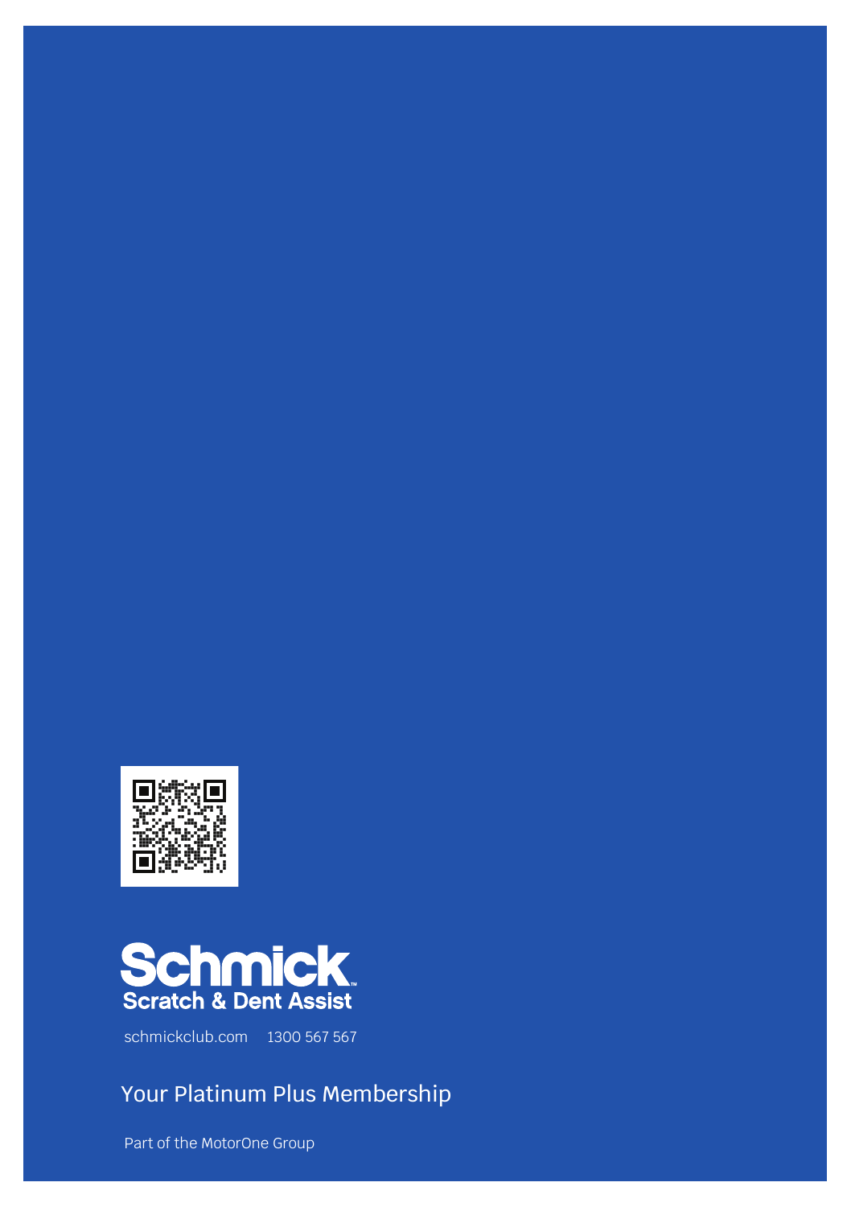Schmick™

Scratch & Dent Assist

schmickclub.com 1300 567 567

## Your Platinum Plus Membership

Part of the MotorOne Group